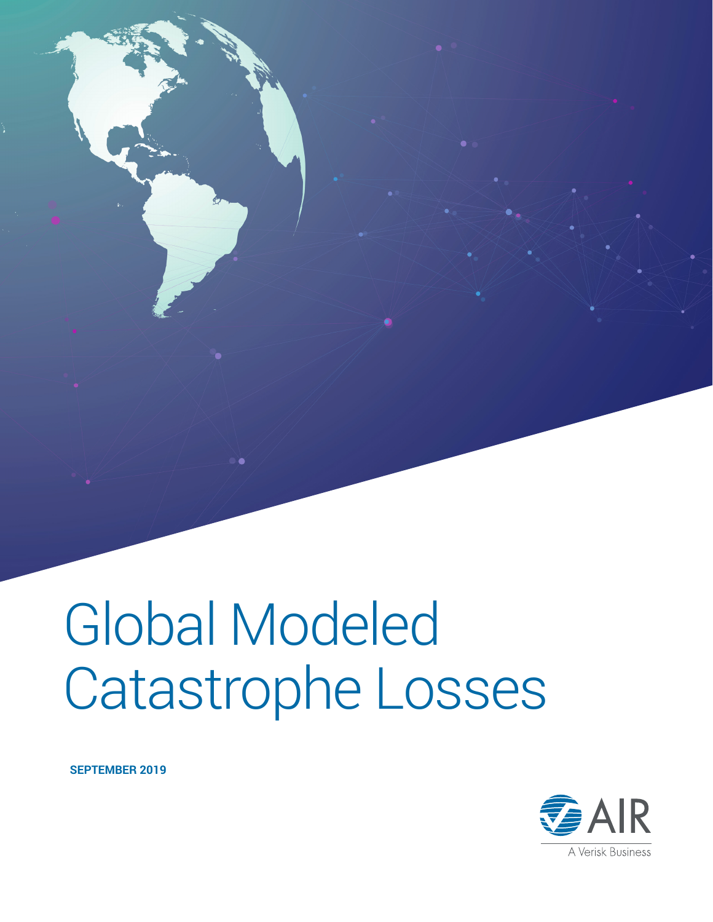# Global Modeled Catastrophe Losses

**SEPTEMBER 2019**

AIR

A Verisk Business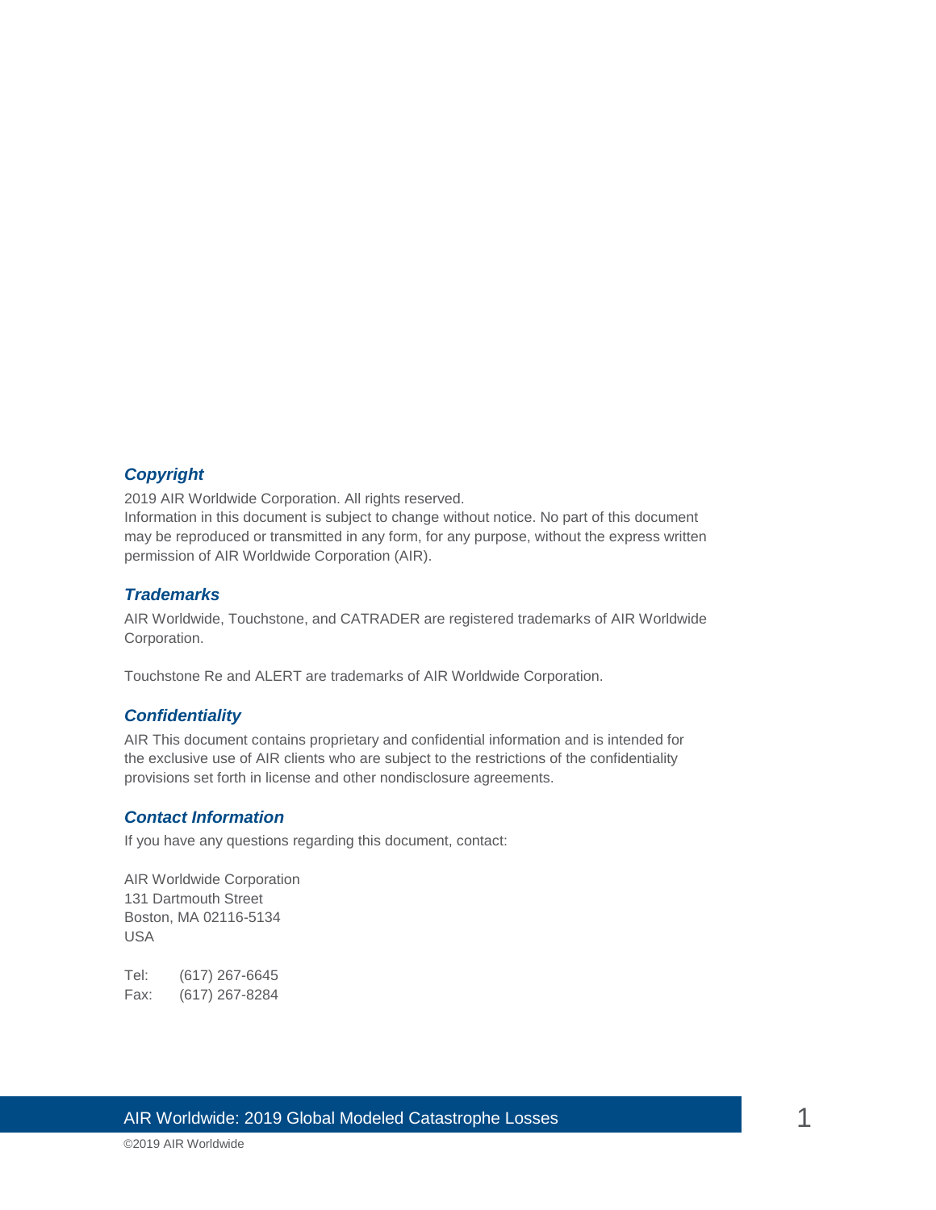### *Copyright*

2019 AIR Worldwide Corporation. All rights reserved.
Information in this document is subject to change without notice. No part of this document may be reproduced or transmitted in any form, for any purpose, without the express written permission of AIR Worldwide Corporation (AIR).

### *Trademarks*

AIR Worldwide, Touchstone, and CATRADER are registered trademarks of AIR Worldwide Corporation.

Touchstone Re and ALERT are trademarks of AIR Worldwide Corporation.

### *Confidentiality*

AIR This document contains proprietary and confidential information and is intended for the exclusive use of AIR clients who are subject to the restrictions of the confidentiality provisions set forth in license and other nondisclosure agreements.

### *Contact Information*

If you have any questions regarding this document, contact:

AIR Worldwide Corporation
131 Dartmouth Street
Boston, MA 02116-5134
USA

Tel: (617) 267-6645
Fax: (617) 267-8284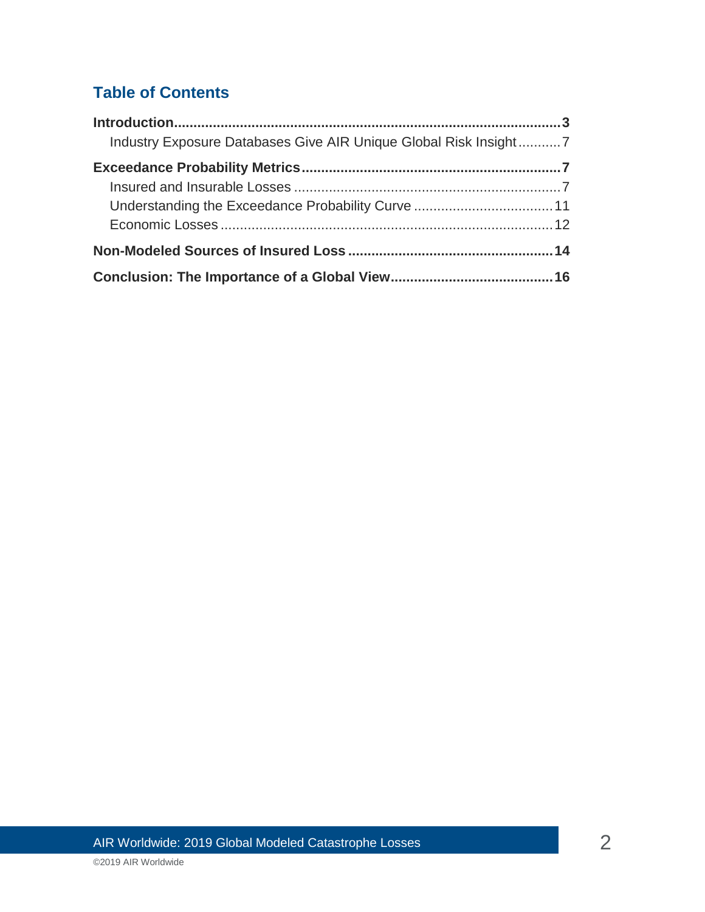## Table of Contents

**Introduction.....3**

- Industry Exposure Databases Give AIR Unique Global Risk Insight.....7

**Exceedance Probability Metrics.....7**

- Insured and Insurable Losses.....7
- Understanding the Exceedance Probability Curve.....11
- Economic Losses.....12

**Non-Modeled Sources of Insured Loss.....14**

**Conclusion: The Importance of a Global View.....16**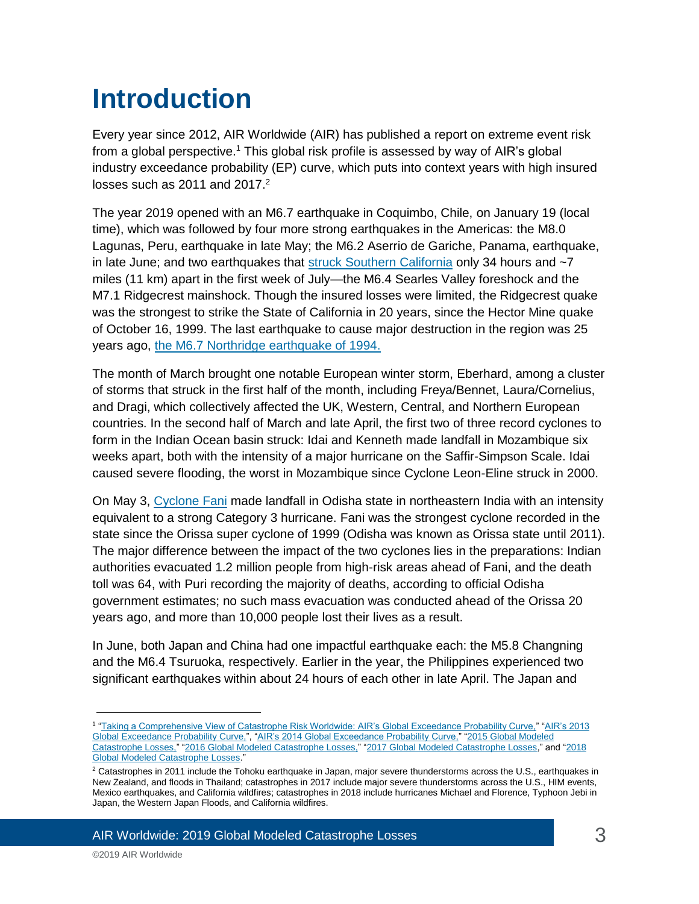# Introduction

Every year since 2012, AIR Worldwide (AIR) has published a report on extreme event risk from a global perspective.[1] This global risk profile is assessed by way of AIR's global industry exceedance probability (EP) curve, which puts into context years with high insured losses such as 2011 and 2017.[2]

The year 2019 opened with an M6.7 earthquake in Coquimbo, Chile, on January 19 (local time), which was followed by four more strong earthquakes in the Americas: the M8.0 Lagunas, Peru, earthquake in late May; the M6.2 Aserrio de Gariche, Panama, earthquake, in late June; and two earthquakes that struck Southern California only 34 hours and ~7 miles (11 km) apart in the first week of July—the M6.4 Searles Valley foreshock and the M7.1 Ridgecrest mainshock. Though the insured losses were limited, the Ridgecrest quake was the strongest to strike the State of California in 20 years, since the Hector Mine quake of October 16, 1999. The last earthquake to cause major destruction in the region was 25 years ago, the M6.7 Northridge earthquake of 1994.

The month of March brought one notable European winter storm, Eberhard, among a cluster of storms that struck in the first half of the month, including Freya/Bennet, Laura/Cornelius, and Dragi, which collectively affected the UK, Western, Central, and Northern European countries. In the second half of March and late April, the first two of three record cyclones to form in the Indian Ocean basin struck: Idai and Kenneth made landfall in Mozambique six weeks apart, both with the intensity of a major hurricane on the Saffir-Simpson Scale. Idai caused severe flooding, the worst in Mozambique since Cyclone Leon-Eline struck in 2000.

On May 3, Cyclone Fani made landfall in Odisha state in northeastern India with an intensity equivalent to a strong Category 3 hurricane. Fani was the strongest cyclone recorded in the state since the Orissa super cyclone of 1999 (Odisha was known as Orissa state until 2011). The major difference between the impact of the two cyclones lies in the preparations: Indian authorities evacuated 1.2 million people from high-risk areas ahead of Fani, and the death toll was 64, with Puri recording the majority of deaths, according to official Odisha government estimates; no such mass evacuation was conducted ahead of the Orissa 20 years ago, and more than 10,000 people lost their lives as a result.

In June, both Japan and China had one impactful earthquake each: the M5.8 Changning and the M6.4 Tsuruoka, respectively. Earlier in the year, the Philippines experienced two significant earthquakes within about 24 hours of each other in late April. The Japan and

---

[1] "Taking a Comprehensive View of Catastrophe Risk Worldwide: AIR's Global Exceedance Probability Curve," "AIR's 2013 Global Exceedance Probability Curve,", "AIR's 2014 Global Exceedance Probability Curve," "2015 Global Modeled Catastrophe Losses," "2016 Global Modeled Catastrophe Losses," "2017 Global Modeled Catastrophe Losses," and "2018 Global Modeled Catastrophe Losses."

[2] Catastrophes in 2011 include the Tohoku earthquake in Japan, major severe thunderstorms across the U.S., earthquakes in New Zealand, and floods in Thailand; catastrophes in 2017 include major severe thunderstorms across the U.S., HIM events, Mexico earthquakes, and California wildfires; catastrophes in 2018 include hurricanes Michael and Florence, Typhoon Jebi in Japan, the Western Japan Floods, and California wildfires.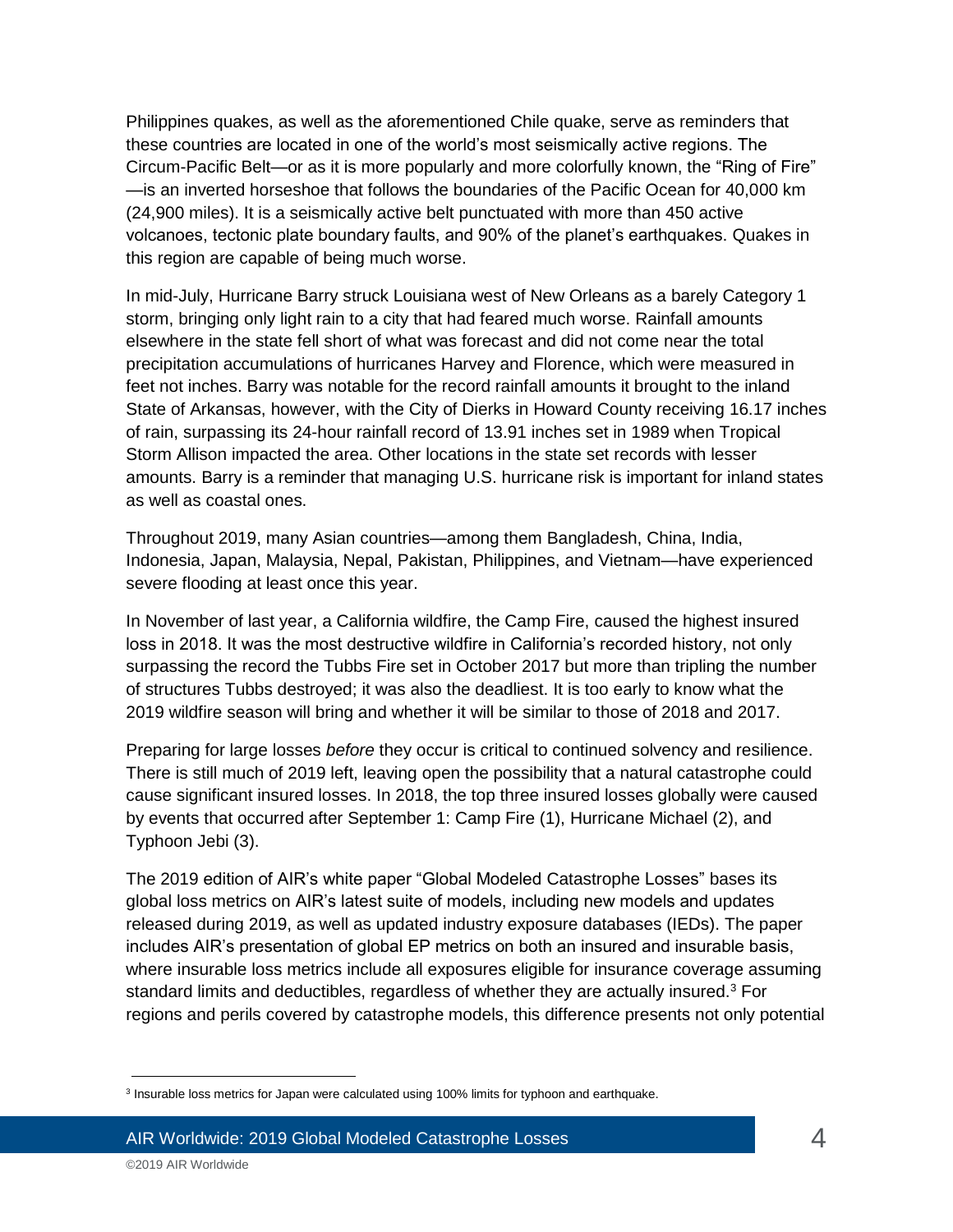Philippines quakes, as well as the aforementioned Chile quake, serve as reminders that these countries are located in one of the world's most seismically active regions. The Circum-Pacific Belt—or as it is more popularly and more colorfully known, the "Ring of Fire"—is an inverted horseshoe that follows the boundaries of the Pacific Ocean for 40,000 km (24,900 miles). It is a seismically active belt punctuated with more than 450 active volcanoes, tectonic plate boundary faults, and 90% of the planet's earthquakes. Quakes in this region are capable of being much worse.

In mid-July, Hurricane Barry struck Louisiana west of New Orleans as a barely Category 1 storm, bringing only light rain to a city that had feared much worse. Rainfall amounts elsewhere in the state fell short of what was forecast and did not come near the total precipitation accumulations of hurricanes Harvey and Florence, which were measured in feet not inches. Barry was notable for the record rainfall amounts it brought to the inland State of Arkansas, however, with the City of Dierks in Howard County receiving 16.17 inches of rain, surpassing its 24-hour rainfall record of 13.91 inches set in 1989 when Tropical Storm Allison impacted the area. Other locations in the state set records with lesser amounts. Barry is a reminder that managing U.S. hurricane risk is important for inland states as well as coastal ones.

Throughout 2019, many Asian countries—among them Bangladesh, China, India, Indonesia, Japan, Malaysia, Nepal, Pakistan, Philippines, and Vietnam—have experienced severe flooding at least once this year.

In November of last year, a California wildfire, the Camp Fire, caused the highest insured loss in 2018. It was the most destructive wildfire in California's recorded history, not only surpassing the record the Tubbs Fire set in October 2017 but more than tripling the number of structures Tubbs destroyed; it was also the deadliest. It is too early to know what the 2019 wildfire season will bring and whether it will be similar to those of 2018 and 2017.

Preparing for large losses *before* they occur is critical to continued solvency and resilience. There is still much of 2019 left, leaving open the possibility that a natural catastrophe could cause significant insured losses. In 2018, the top three insured losses globally were caused by events that occurred after September 1: Camp Fire (1), Hurricane Michael (2), and Typhoon Jebi (3).

The 2019 edition of AIR's white paper "Global Modeled Catastrophe Losses" bases its global loss metrics on AIR's latest suite of models, including new models and updates released during 2019, as well as updated industry exposure databases (IEDs). The paper includes AIR's presentation of global EP metrics on both an insured and insurable basis, where insurable loss metrics include all exposures eligible for insurance coverage assuming standard limits and deductibles, regardless of whether they are actually insured.[3] For regions and perils covered by catastrophe models, this difference presents not only potential

[3] Insurable loss metrics for Japan were calculated using 100% limits for typhoon and earthquake.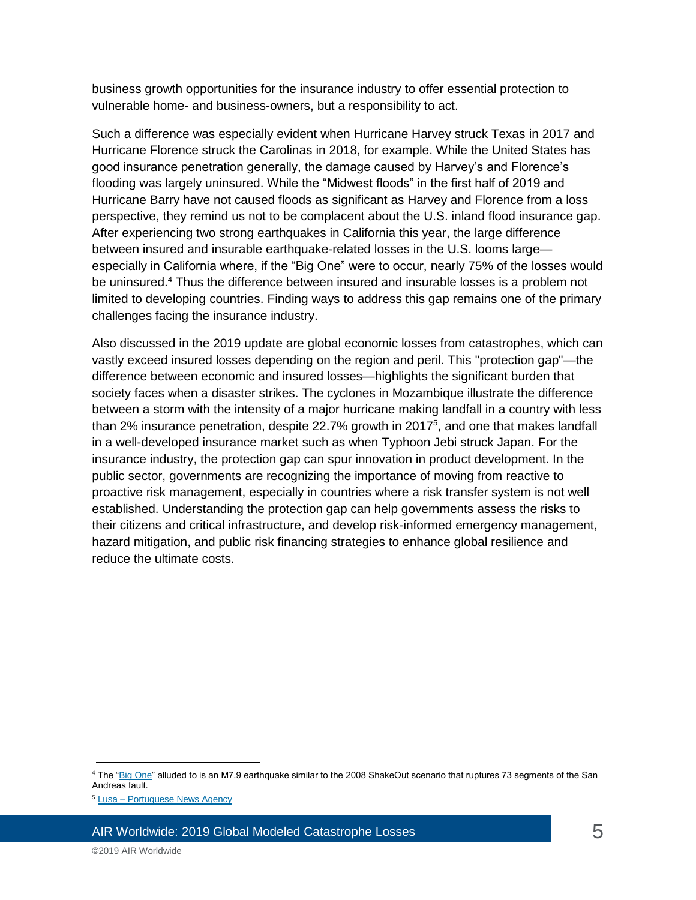business growth opportunities for the insurance industry to offer essential protection to vulnerable home- and business-owners, but a responsibility to act.

Such a difference was especially evident when Hurricane Harvey struck Texas in 2017 and Hurricane Florence struck the Carolinas in 2018, for example. While the United States has good insurance penetration generally, the damage caused by Harvey's and Florence's flooding was largely uninsured. While the "Midwest floods" in the first half of 2019 and Hurricane Barry have not caused floods as significant as Harvey and Florence from a loss perspective, they remind us not to be complacent about the U.S. inland flood insurance gap. After experiencing two strong earthquakes in California this year, the large difference between insured and insurable earthquake-related losses in the U.S. looms large—especially in California where, if the "Big One" were to occur, nearly 75% of the losses would be uninsured.[4] Thus the difference between insured and insurable losses is a problem not limited to developing countries. Finding ways to address this gap remains one of the primary challenges facing the insurance industry.

Also discussed in the 2019 update are global economic losses from catastrophes, which can vastly exceed insured losses depending on the region and peril. This "protection gap"—the difference between economic and insured losses—highlights the significant burden that society faces when a disaster strikes. The cyclones in Mozambique illustrate the difference between a storm with the intensity of a major hurricane making landfall in a country with less than 2% insurance penetration, despite 22.7% growth in 2017[5], and one that makes landfall in a well-developed insurance market such as when Typhoon Jebi struck Japan. For the insurance industry, the protection gap can spur innovation in product development. In the public sector, governments are recognizing the importance of moving from reactive to proactive risk management, especially in countries where a risk transfer system is not well established. Understanding the protection gap can help governments assess the risks to their citizens and critical infrastructure, and develop risk-informed emergency management, hazard mitigation, and public risk financing strategies to enhance global resilience and reduce the ultimate costs.

---

[4] The "Big One" alluded to is an M7.9 earthquake similar to the 2008 ShakeOut scenario that ruptures 73 segments of the San Andreas fault.

[5] Lusa – Portuguese News Agency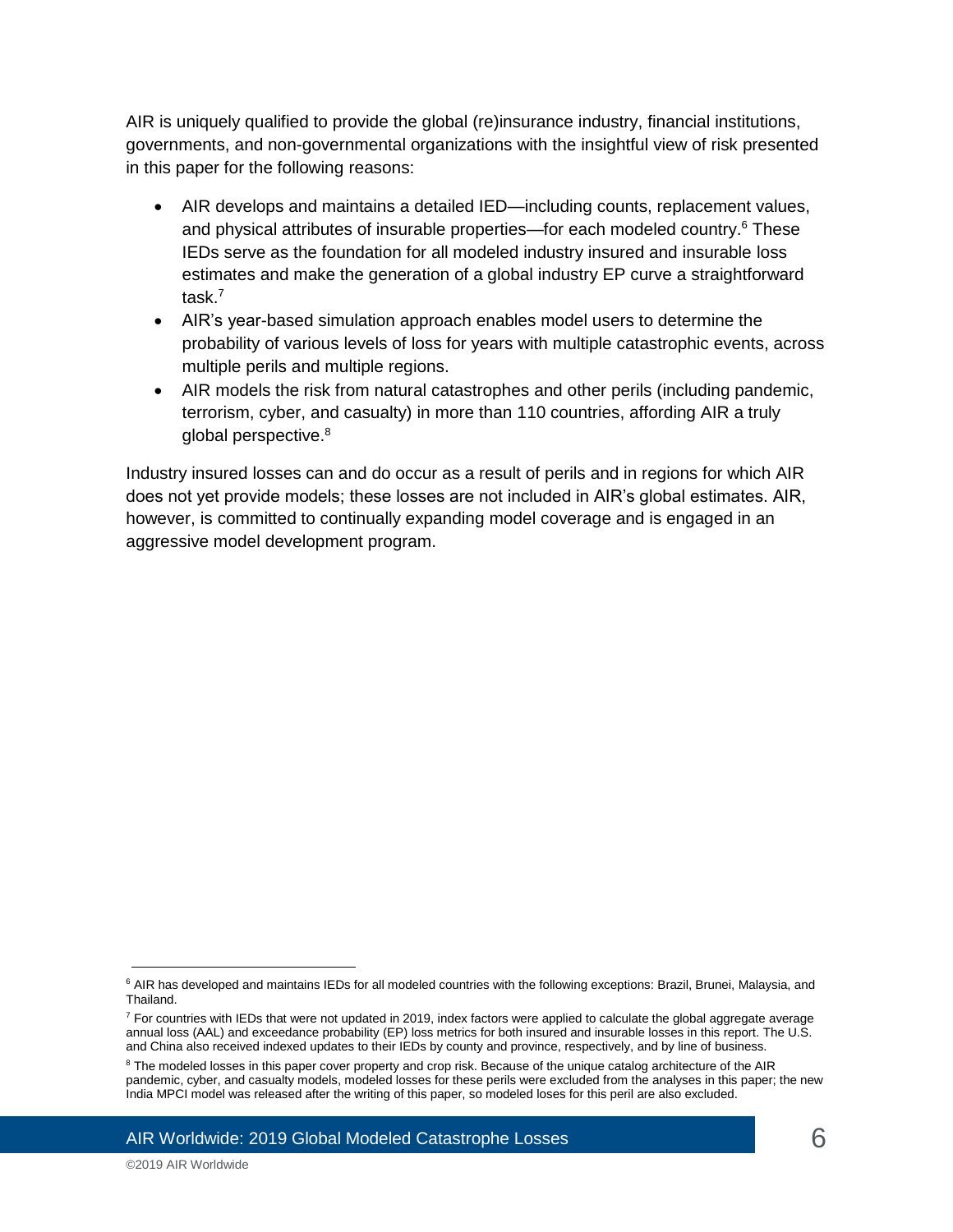AIR is uniquely qualified to provide the global (re)insurance industry, financial institutions, governments, and non-governmental organizations with the insightful view of risk presented in this paper for the following reasons:

- AIR develops and maintains a detailed IED—including counts, replacement values, and physical attributes of insurable properties—for each modeled country.[6] These IEDs serve as the foundation for all modeled industry insured and insurable loss estimates and make the generation of a global industry EP curve a straightforward task.[7]
- AIR's year-based simulation approach enables model users to determine the probability of various levels of loss for years with multiple catastrophic events, across multiple perils and multiple regions.
- AIR models the risk from natural catastrophes and other perils (including pandemic, terrorism, cyber, and casualty) in more than 110 countries, affording AIR a truly global perspective.[8]

Industry insured losses can and do occur as a result of perils and in regions for which AIR does not yet provide models; these losses are not included in AIR's global estimates. AIR, however, is committed to continually expanding model coverage and is engaged in an aggressive model development program.

---

[6] AIR has developed and maintains IEDs for all modeled countries with the following exceptions: Brazil, Brunei, Malaysia, and Thailand.

[7] For countries with IEDs that were not updated in 2019, index factors were applied to calculate the global aggregate average annual loss (AAL) and exceedance probability (EP) loss metrics for both insured and insurable losses in this report. The U.S. and China also received indexed updates to their IEDs by county and province, respectively, and by line of business.

[8] The modeled losses in this paper cover property and crop risk. Because of the unique catalog architecture of the AIR pandemic, cyber, and casualty models, modeled losses for these perils were excluded from the analyses in this paper; the new India MPCI model was released after the writing of this paper, so modeled loses for this peril are also excluded.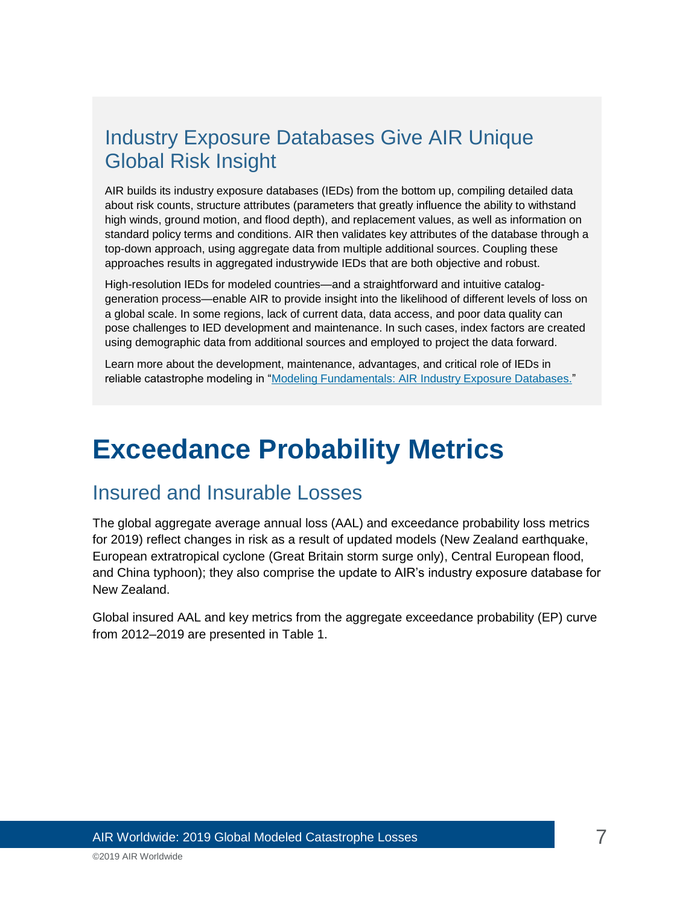## Industry Exposure Databases Give AIR Unique Global Risk Insight

AIR builds its industry exposure databases (IEDs) from the bottom up, compiling detailed data about risk counts, structure attributes (parameters that greatly influence the ability to withstand high winds, ground motion, and flood depth), and replacement values, as well as information on standard policy terms and conditions. AIR then validates key attributes of the database through a top-down approach, using aggregate data from multiple additional sources. Coupling these approaches results in aggregated industrywide IEDs that are both objective and robust.

High-resolution IEDs for modeled countries—and a straightforward and intuitive catalog-generation process—enable AIR to provide insight into the likelihood of different levels of loss on a global scale. In some regions, lack of current data, data access, and poor data quality can pose challenges to IED development and maintenance. In such cases, index factors are created using demographic data from additional sources and employed to project the data forward.

Learn more about the development, maintenance, advantages, and critical role of IEDs in reliable catastrophe modeling in "Modeling Fundamentals: AIR Industry Exposure Databases."

# Exceedance Probability Metrics

## Insured and Insurable Losses

The global aggregate average annual loss (AAL) and exceedance probability loss metrics for 2019) reflect changes in risk as a result of updated models (New Zealand earthquake, European extratropical cyclone (Great Britain storm surge only), Central European flood, and China typhoon); they also comprise the update to AIR's industry exposure database for New Zealand.

Global insured AAL and key metrics from the aggregate exceedance probability (EP) curve from 2012–2019 are presented in Table 1.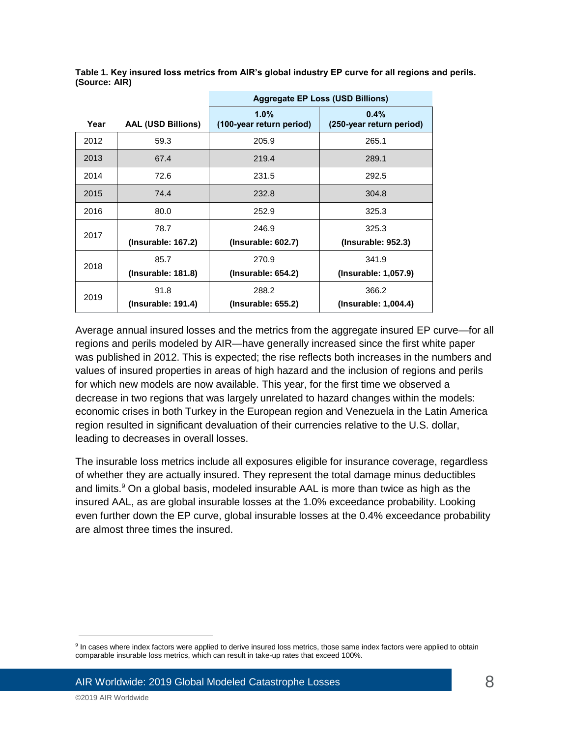**Table 1. Key insured loss metrics from AIR's global industry EP curve for all regions and perils. (Source: AIR)**

| Year | AAL (USD Billions) | Aggregate EP Loss (USD Billions) 1.0% (100-year return period) | 0.4% (250-year return period) |
|---|---|---|---|
| 2012 | 59.3 | 205.9 | 265.1 |
| 2013 | 67.4 | 219.4 | 289.1 |
| 2014 | 72.6 | 231.5 | 292.5 |
| 2015 | 74.4 | 232.8 | 304.8 |
| 2016 | 80.0 | 252.9 | 325.3 |
| 2017 | 78.7 **(Insurable: 167.2)** | 246.9 **(Insurable: 602.7)** | 325.3 **(Insurable: 952.3)** |
| 2018 | 85.7 **(Insurable: 181.8)** | 270.9 **(Insurable: 654.2)** | 341.9 **(Insurable: 1,057.9)** |
| 2019 | 91.8 **(Insurable: 191.4)** | 288.2 **(Insurable: 655.2)** | 366.2 **(Insurable: 1,004.4)** |

Average annual insured losses and the metrics from the aggregate insured EP curve—for all regions and perils modeled by AIR—have generally increased since the first white paper was published in 2012. This is expected; the rise reflects both increases in the numbers and values of insured properties in areas of high hazard and the inclusion of regions and perils for which new models are now available. This year, for the first time we observed a decrease in two regions that was largely unrelated to hazard changes within the models: economic crises in both Turkey in the European region and Venezuela in the Latin America region resulted in significant devaluation of their currencies relative to the U.S. dollar, leading to decreases in overall losses.

The insurable loss metrics include all exposures eligible for insurance coverage, regardless of whether they are actually insured. They represent the total damage minus deductibles and limits.[9] On a global basis, modeled insurable AAL is more than twice as high as the insured AAL, as are global insurable losses at the 1.0% exceedance probability. Looking even further down the EP curve, global insurable losses at the 0.4% exceedance probability are almost three times the insured.

[9] In cases where index factors were applied to derive insured loss metrics, those same index factors were applied to obtain comparable insurable loss metrics, which can result in take-up rates that exceed 100%.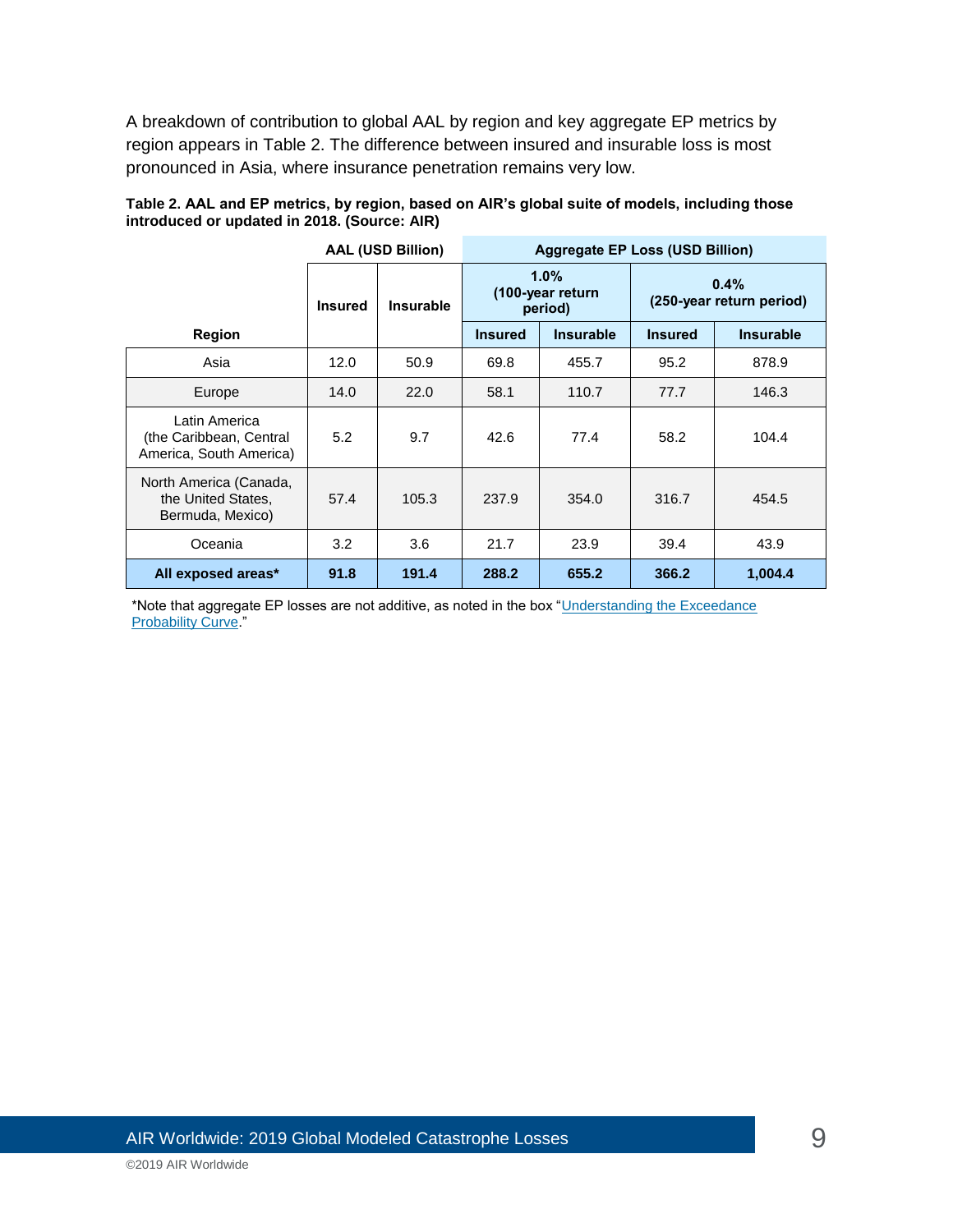A breakdown of contribution to global AAL by region and key aggregate EP metrics by region appears in Table 2. The difference between insured and insurable loss is most pronounced in Asia, where insurance penetration remains very low.

**Table 2. AAL and EP metrics, by region, based on AIR's global suite of models, including those introduced or updated in 2018. (Source: AIR)**

| Region | AAL (USD Billion) | | Aggregate EP Loss (USD Billion) | | | |
|---|---|---|---|---|---|---|
| | | | 1.0% (100-year return period) | | 0.4% (250-year return period) | |
| | Insured | Insurable | Insured | Insurable | Insured | Insurable |
| Asia | 12.0 | 50.9 | 69.8 | 455.7 | 95.2 | 878.9 |
| Europe | 14.0 | 22.0 | 58.1 | 110.7 | 77.7 | 146.3 |
| Latin America (the Caribbean, Central America, South America) | 5.2 | 9.7 | 42.6 | 77.4 | 58.2 | 104.4 |
| North America (Canada, the United States, Bermuda, Mexico) | 57.4 | 105.3 | 237.9 | 354.0 | 316.7 | 454.5 |
| Oceania | 3.2 | 3.6 | 21.7 | 23.9 | 39.4 | 43.9 |
| **All exposed areas*** | **91.8** | **191.4** | **288.2** | **655.2** | **366.2** | **1,004.4** |

*Note that aggregate EP losses are not additive, as noted in the box "Understanding the Exceedance Probability Curve."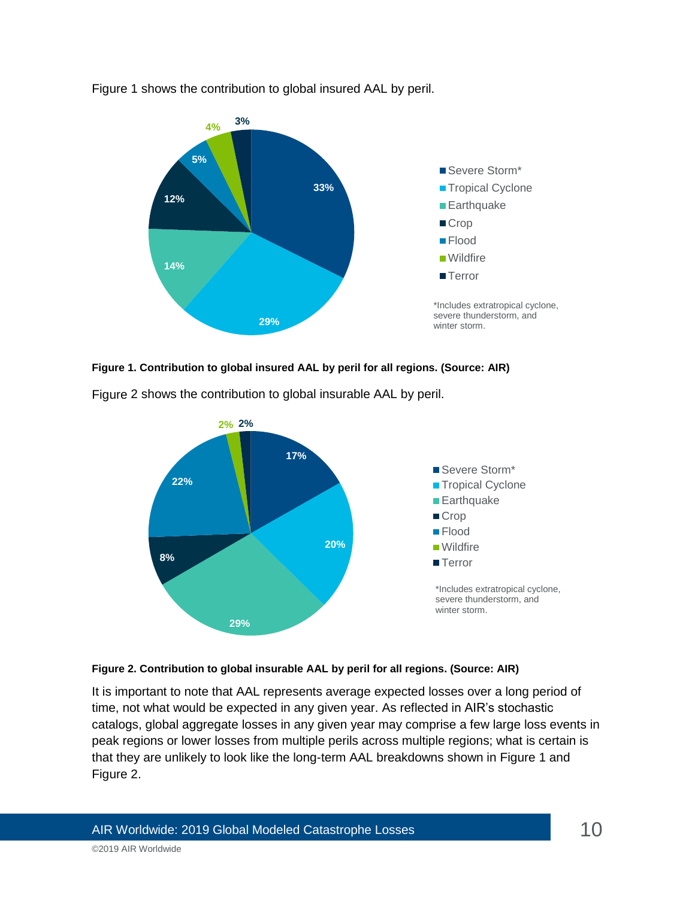Figure 1 shows the contribution to global insured AAL by peril.

**Figure 1. Contribution to global insured AAL by peril for all regions. (Source: AIR)**

Figure 2 shows the contribution to global insurable AAL by peril.

**Figure 2. Contribution to global insurable AAL by peril for all regions. (Source: AIR)**

It is important to note that AAL represents average expected losses over a long period of time, not what would be expected in any given year. As reflected in AIR's stochastic catalogs, global aggregate losses in any given year may comprise a few large loss events in peak regions or lower losses from multiple perils across multiple regions; what is certain is that they are unlikely to look like the long-term AAL breakdowns shown in Figure 1 and Figure 2.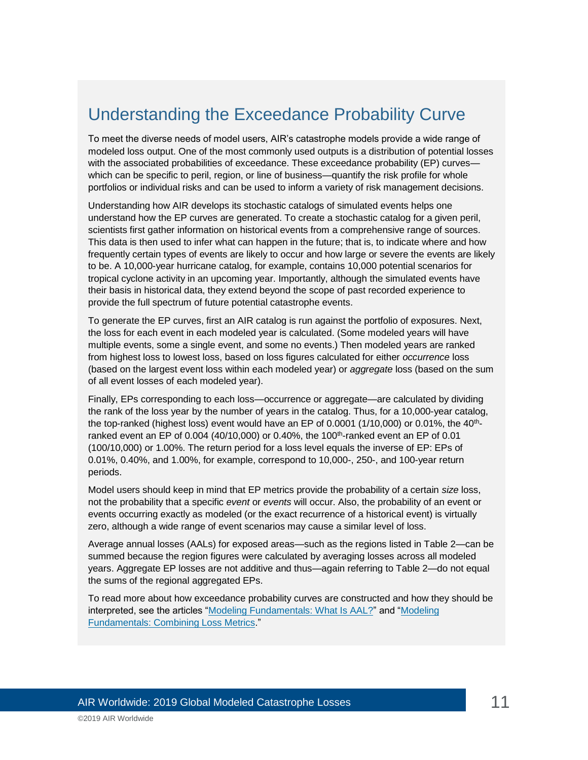## Understanding the Exceedance Probability Curve

To meet the diverse needs of model users, AIR's catastrophe models provide a wide range of modeled loss output. One of the most commonly used outputs is a distribution of potential losses with the associated probabilities of exceedance. These exceedance probability (EP) curves—which can be specific to peril, region, or line of business—quantify the risk profile for whole portfolios or individual risks and can be used to inform a variety of risk management decisions.

Understanding how AIR develops its stochastic catalogs of simulated events helps one understand how the EP curves are generated. To create a stochastic catalog for a given peril, scientists first gather information on historical events from a comprehensive range of sources. This data is then used to infer what can happen in the future; that is, to indicate where and how frequently certain types of events are likely to occur and how large or severe the events are likely to be. A 10,000-year hurricane catalog, for example, contains 10,000 potential scenarios for tropical cyclone activity in an upcoming year. Importantly, although the simulated events have their basis in historical data, they extend beyond the scope of past recorded experience to provide the full spectrum of future potential catastrophe events.

To generate the EP curves, first an AIR catalog is run against the portfolio of exposures. Next, the loss for each event in each modeled year is calculated. (Some modeled years will have multiple events, some a single event, and some no events.) Then modeled years are ranked from highest loss to lowest loss, based on loss figures calculated for either *occurrence* loss (based on the largest event loss within each modeled year) or *aggregate* loss (based on the sum of all event losses of each modeled year).

Finally, EPs corresponding to each loss—occurrence or aggregate—are calculated by dividing the rank of the loss year by the number of years in the catalog. Thus, for a 10,000-year catalog, the top-ranked (highest loss) event would have an EP of 0.0001 (1/10,000) or 0.01%, the 40$^{th}$-ranked event an EP of 0.004 (40/10,000) or 0.40%, the 100$^{th}$-ranked event an EP of 0.01 (100/10,000) or 1.00%. The return period for a loss level equals the inverse of EP: EPs of 0.01%, 0.40%, and 1.00%, for example, correspond to 10,000-, 250-, and 100-year return periods.

Model users should keep in mind that EP metrics provide the probability of a certain *size* loss, not the probability that a specific *event* or *events* will occur. Also, the probability of an event or events occurring exactly as modeled (or the exact recurrence of a historical event) is virtually zero, although a wide range of event scenarios may cause a similar level of loss.

Average annual losses (AALs) for exposed areas—such as the regions listed in Table 2—can be summed because the region figures were calculated by averaging losses across all modeled years. Aggregate EP losses are not additive and thus—again referring to Table 2—do not equal the sums of the regional aggregated EPs.

To read more about how exceedance probability curves are constructed and how they should be interpreted, see the articles "Modeling Fundamentals: What Is AAL?" and "Modeling Fundamentals: Combining Loss Metrics."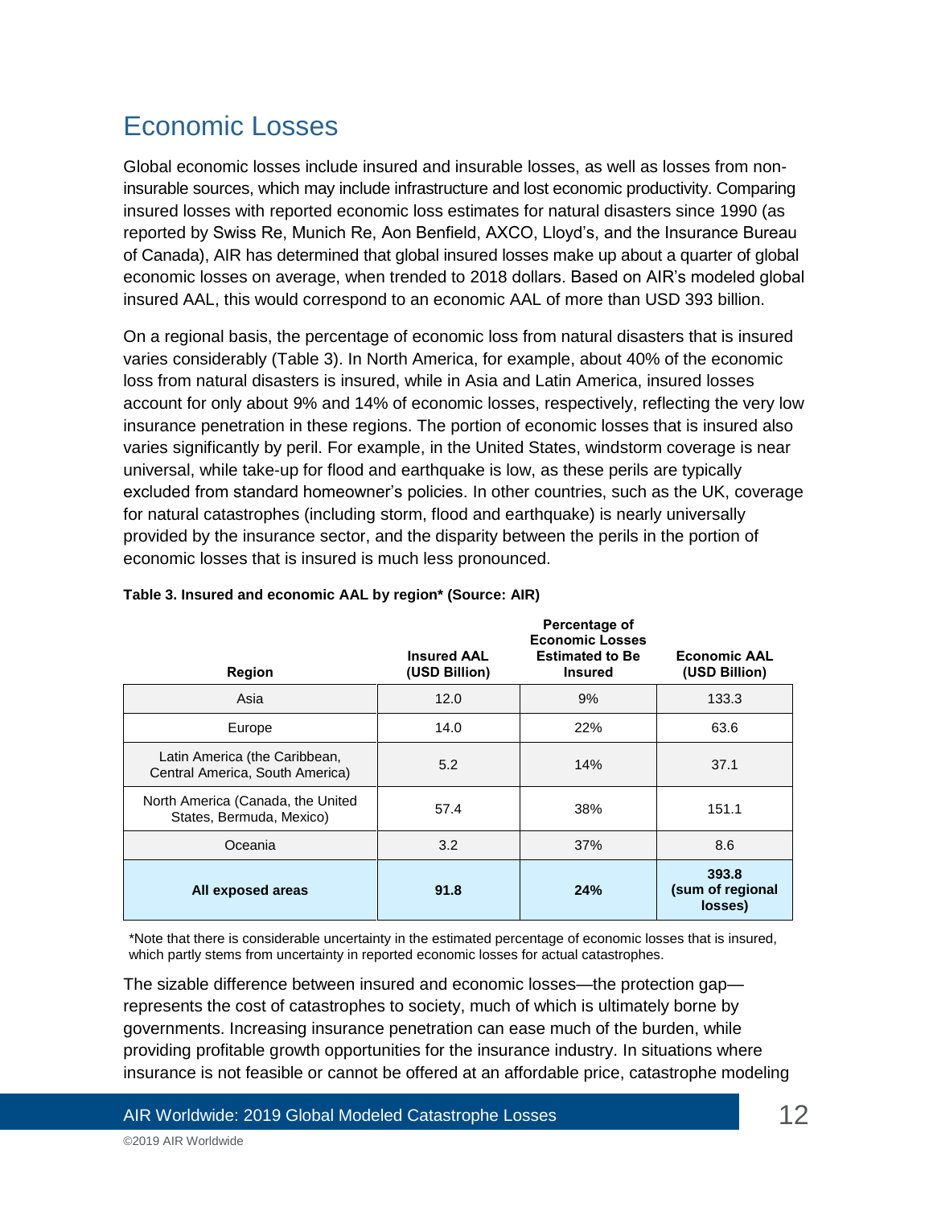# Economic Losses

Global economic losses include insured and insurable losses, as well as losses from non-insurable sources, which may include infrastructure and lost economic productivity. Comparing insured losses with reported economic loss estimates for natural disasters since 1990 (as reported by Swiss Re, Munich Re, Aon Benfield, AXCO, Lloyd's, and the Insurance Bureau of Canada), AIR has determined that global insured losses make up about a quarter of global economic losses on average, when trended to 2018 dollars. Based on AIR's modeled global insured AAL, this would correspond to an economic AAL of more than USD 393 billion.

On a regional basis, the percentage of economic loss from natural disasters that is insured varies considerably (Table 3). In North America, for example, about 40% of the economic loss from natural disasters is insured, while in Asia and Latin America, insured losses account for only about 9% and 14% of economic losses, respectively, reflecting the very low insurance penetration in these regions. The portion of economic losses that is insured also varies significantly by peril. For example, in the United States, windstorm coverage is near universal, while take-up for flood and earthquake is low, as these perils are typically excluded from standard homeowner's policies. In other countries, such as the UK, coverage for natural catastrophes (including storm, flood and earthquake) is nearly universally provided by the insurance sector, and the disparity between the perils in the portion of economic losses that is insured is much less pronounced.

**Table 3. Insured and economic AAL by region* (Source: AIR)**

| Region | Insured AAL (USD Billion) | Percentage of Economic Losses Estimated to Be Insured | Economic AAL (USD Billion) |
|---|---|---|---|
| Asia | 12.0 | 9% | 133.3 |
| Europe | 14.0 | 22% | 63.6 |
| Latin America (the Caribbean, Central America, South America) | 5.2 | 14% | 37.1 |
| North America (Canada, the United States, Bermuda, Mexico) | 57.4 | 38% | 151.1 |
| Oceania | 3.2 | 37% | 8.6 |
| **All exposed areas** | **91.8** | **24%** | **393.8 (sum of regional losses)** |

*Note that there is considerable uncertainty in the estimated percentage of economic losses that is insured, which partly stems from uncertainty in reported economic losses for actual catastrophes.

The sizable difference between insured and economic losses—the protection gap—represents the cost of catastrophes to society, much of which is ultimately borne by governments. Increasing insurance penetration can ease much of the burden, while providing profitable growth opportunities for the insurance industry. In situations where insurance is not feasible or cannot be offered at an affordable price, catastrophe modeling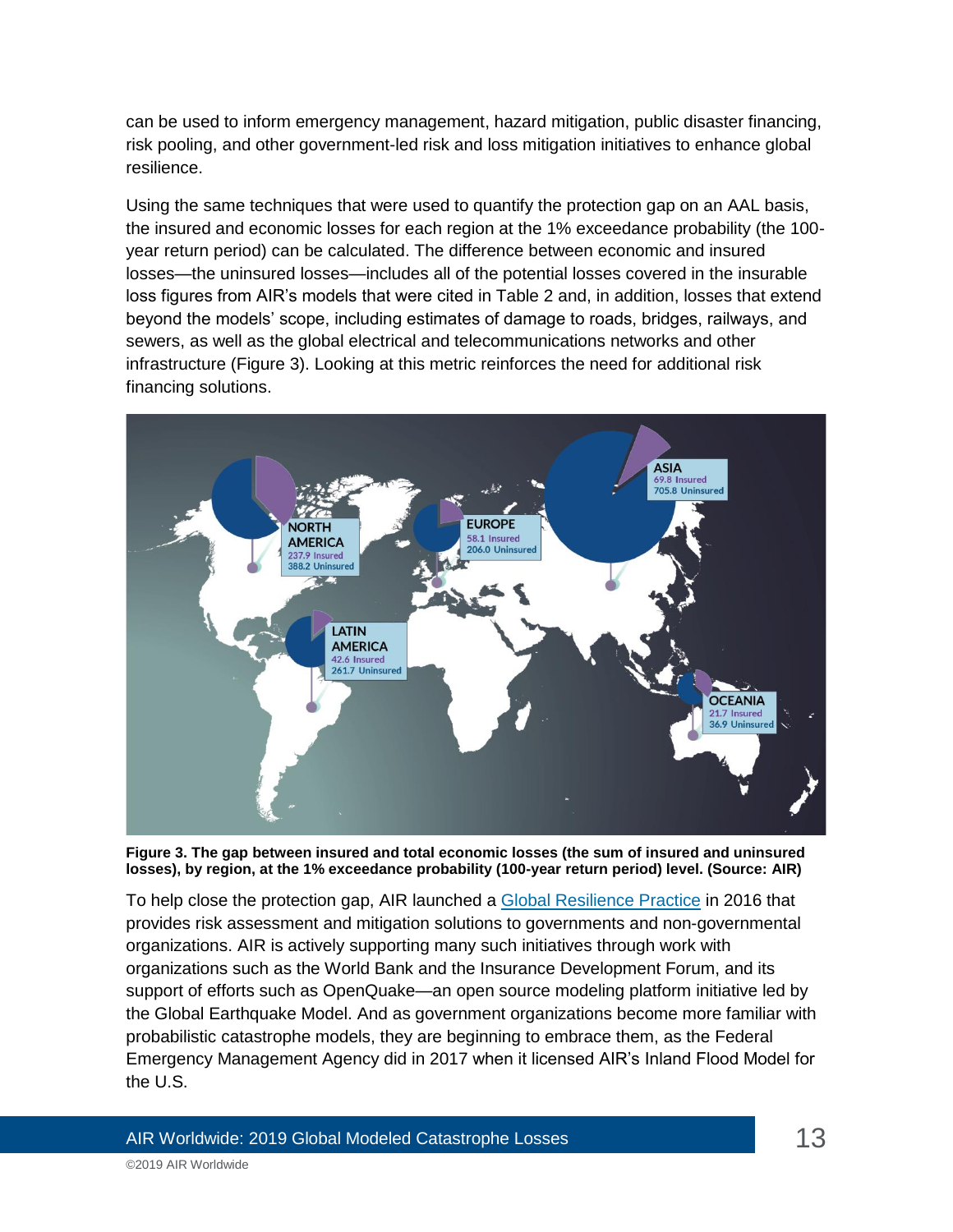can be used to inform emergency management, hazard mitigation, public disaster financing, risk pooling, and other government-led risk and loss mitigation initiatives to enhance global resilience.

Using the same techniques that were used to quantify the protection gap on an AAL basis, the insured and economic losses for each region at the 1% exceedance probability (the 100-year return period) can be calculated. The difference between economic and insured losses—the uninsured losses—includes all of the potential losses covered in the insurable loss figures from AIR's models that were cited in Table 2 and, in addition, losses that extend beyond the models' scope, including estimates of damage to roads, bridges, railways, and sewers, as well as the global electrical and telecommunications networks and other infrastructure (Figure 3). Looking at this metric reinforces the need for additional risk financing solutions.

NORTH AMERICA
237.9 Insured
388.2 Uninsured

EUROPE
58.1 Insured
206.0 Uninsured

ASIA
69.8 Insured
705.8 Uninsured

LATIN AMERICA
42.6 Insured
261.7 Uninsured

OCEANIA
21.7 Insured
36.9 Uninsured

**Figure 3. The gap between insured and total economic losses (the sum of insured and uninsured losses), by region, at the 1% exceedance probability (100-year return period) level. (Source: AIR)**

To help close the protection gap, AIR launched a [Global Resilience Practice]() in 2016 that provides risk assessment and mitigation solutions to governments and non-governmental organizations. AIR is actively supporting many such initiatives through work with organizations such as the World Bank and the Insurance Development Forum, and its support of efforts such as OpenQuake—an open source modeling platform initiative led by the Global Earthquake Model. And as government organizations become more familiar with probabilistic catastrophe models, they are beginning to embrace them, as the Federal Emergency Management Agency did in 2017 when it licensed AIR's Inland Flood Model for the U.S.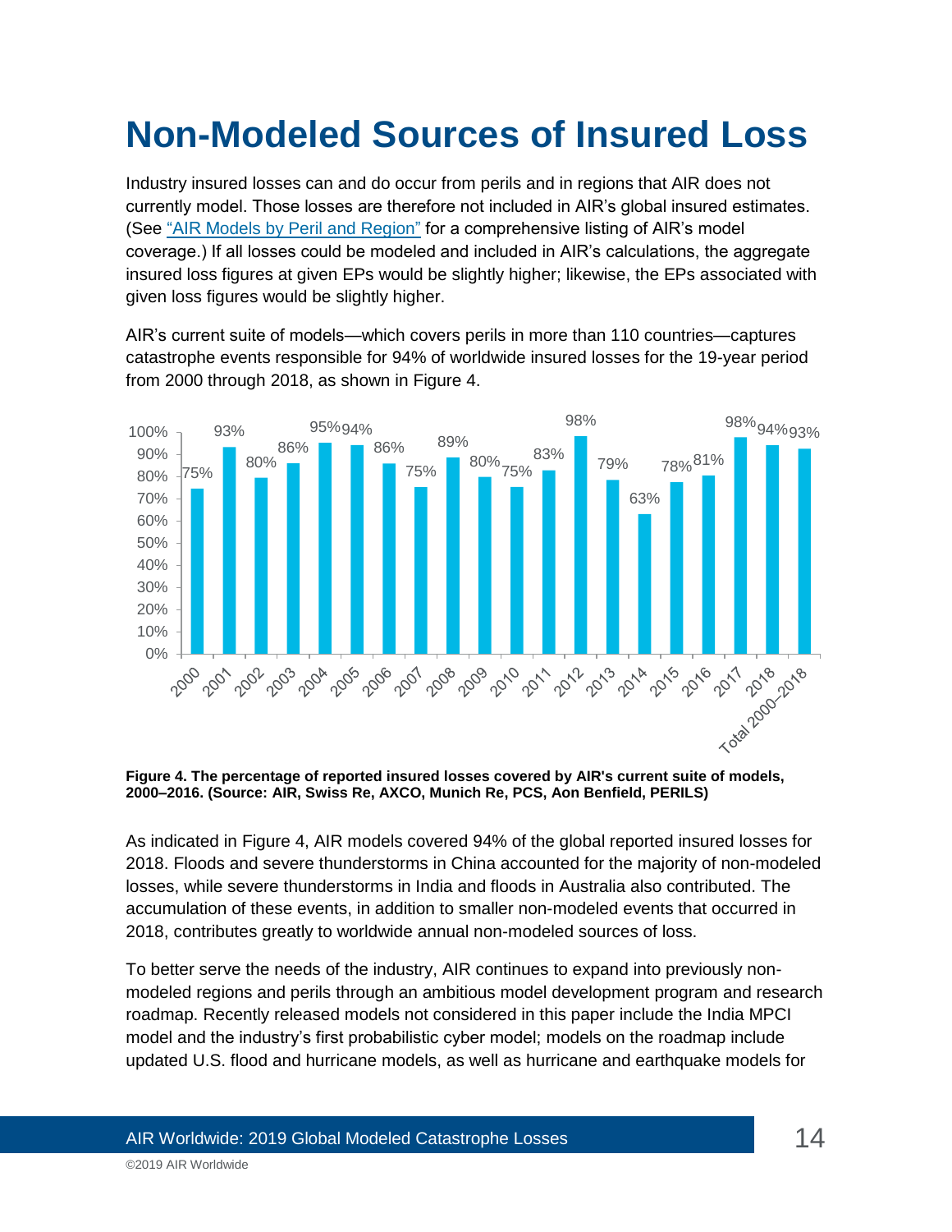# Non-Modeled Sources of Insured Loss

Industry insured losses can and do occur from perils and in regions that AIR does not currently model. Those losses are therefore not included in AIR's global insured estimates. (See "AIR Models by Peril and Region" for a comprehensive listing of AIR's model coverage.) If all losses could be modeled and included in AIR's calculations, the aggregate insured loss figures at given EPs would be slightly higher; likewise, the EPs associated with given loss figures would be slightly higher.

AIR's current suite of models—which covers perils in more than 110 countries—captures catastrophe events responsible for 94% of worldwide insured losses for the 19-year period from 2000 through 2018, as shown in Figure 4.

| Year | Percentage |
|---|---|
| 2000 | 75% |
| 2001 | 93% |
| 2002 | 80% |
| 2003 | 86% |
| 2004 | 95% |
| 2005 | 94% |
| 2006 | 86% |
| 2007 | 75% |
| 2008 | 89% |
| 2009 | 80% |
| 2010 | 75% |
| 2011 | 83% |
| 2012 | 98% |
| 2013 | 79% |
| 2014 | 63% |
| 2015 | 78% |
| 2016 | 81% |
| 2017 | 98% |
| 2018 | 94% |
| Total 2000–2018 | 93% |

**Figure 4. The percentage of reported insured losses covered by AIR's current suite of models, 2000–2016. (Source: AIR, Swiss Re, AXCO, Munich Re, PCS, Aon Benfield, PERILS)**

As indicated in Figure 4, AIR models covered 94% of the global reported insured losses for 2018. Floods and severe thunderstorms in China accounted for the majority of non-modeled losses, while severe thunderstorms in India and floods in Australia also contributed. The accumulation of these events, in addition to smaller non-modeled events that occurred in 2018, contributes greatly to worldwide annual non-modeled sources of loss.

To better serve the needs of the industry, AIR continues to expand into previously non-modeled regions and perils through an ambitious model development program and research roadmap. Recently released models not considered in this paper include the India MPCI model and the industry's first probabilistic cyber model; models on the roadmap include updated U.S. flood and hurricane models, as well as hurricane and earthquake models for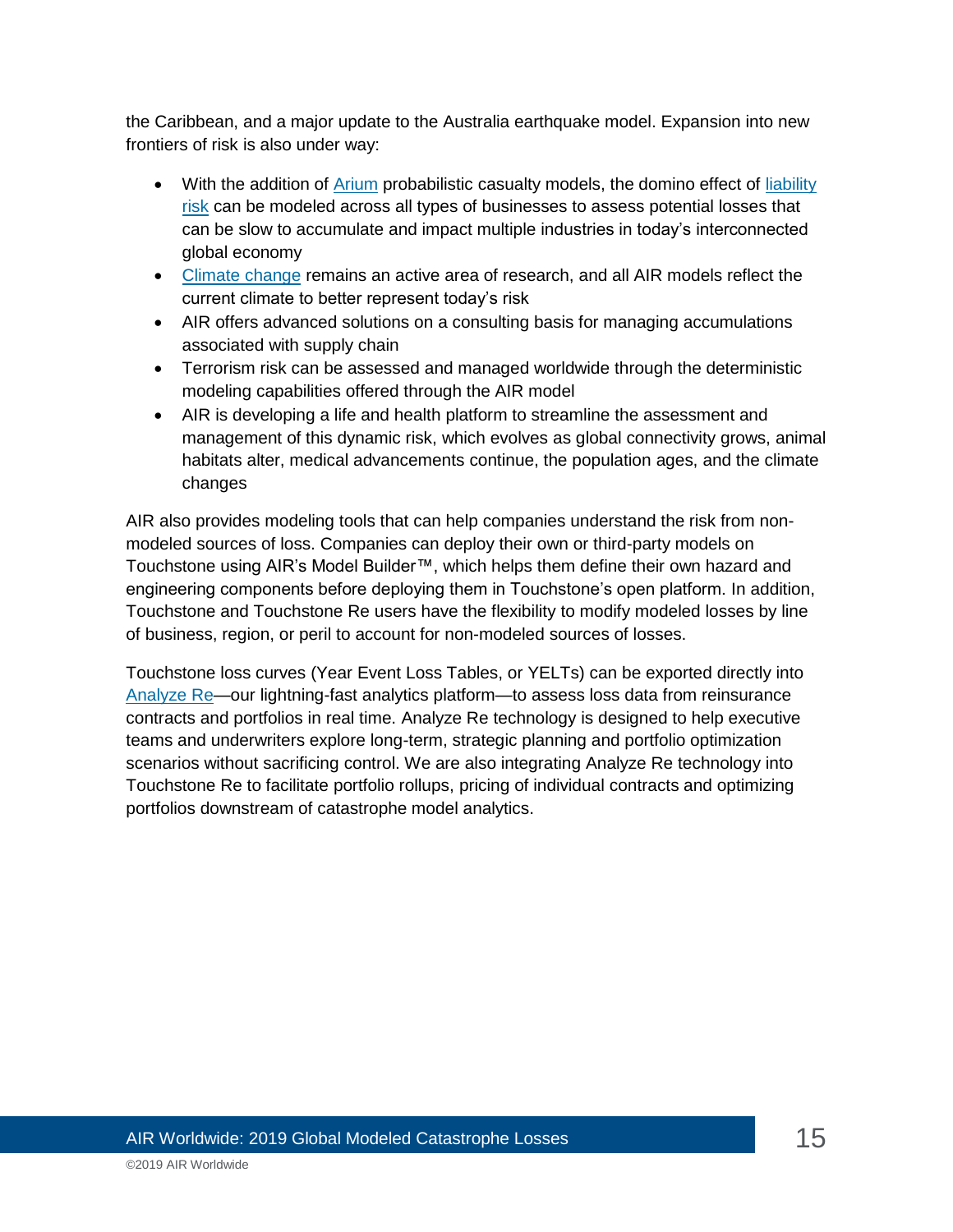the Caribbean, and a major update to the Australia earthquake model. Expansion into new frontiers of risk is also under way:

- With the addition of Arium probabilistic casualty models, the domino effect of liability risk can be modeled across all types of businesses to assess potential losses that can be slow to accumulate and impact multiple industries in today's interconnected global economy
- Climate change remains an active area of research, and all AIR models reflect the current climate to better represent today's risk
- AIR offers advanced solutions on a consulting basis for managing accumulations associated with supply chain
- Terrorism risk can be assessed and managed worldwide through the deterministic modeling capabilities offered through the AIR model
- AIR is developing a life and health platform to streamline the assessment and management of this dynamic risk, which evolves as global connectivity grows, animal habitats alter, medical advancements continue, the population ages, and the climate changes

AIR also provides modeling tools that can help companies understand the risk from non-modeled sources of loss. Companies can deploy their own or third-party models on Touchstone using AIR's Model Builder™, which helps them define their own hazard and engineering components before deploying them in Touchstone's open platform. In addition, Touchstone and Touchstone Re users have the flexibility to modify modeled losses by line of business, region, or peril to account for non-modeled sources of losses.

Touchstone loss curves (Year Event Loss Tables, or YELTs) can be exported directly into Analyze Re—our lightning-fast analytics platform—to assess loss data from reinsurance contracts and portfolios in real time. Analyze Re technology is designed to help executive teams and underwriters explore long-term, strategic planning and portfolio optimization scenarios without sacrificing control. We are also integrating Analyze Re technology into Touchstone Re to facilitate portfolio rollups, pricing of individual contracts and optimizing portfolios downstream of catastrophe model analytics.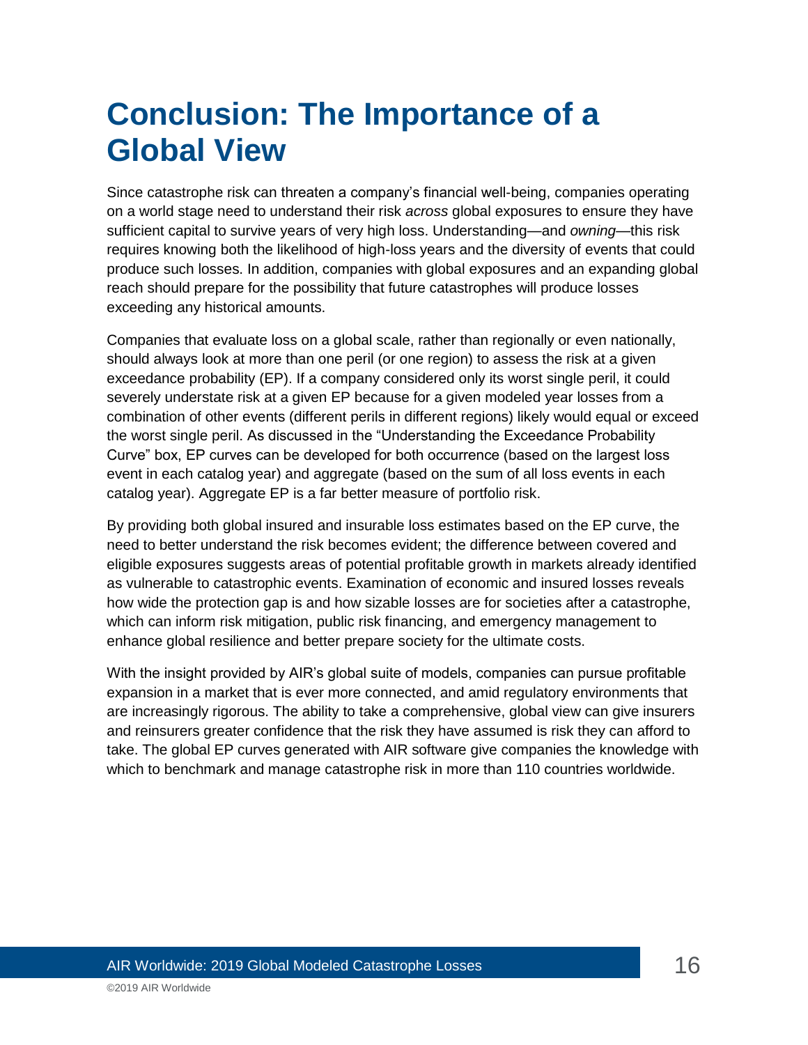# Conclusion: The Importance of a Global View

Since catastrophe risk can threaten a company's financial well-being, companies operating on a world stage need to understand their risk *across* global exposures to ensure they have sufficient capital to survive years of very high loss. Understanding—and *owning*—this risk requires knowing both the likelihood of high-loss years and the diversity of events that could produce such losses. In addition, companies with global exposures and an expanding global reach should prepare for the possibility that future catastrophes will produce losses exceeding any historical amounts.

Companies that evaluate loss on a global scale, rather than regionally or even nationally, should always look at more than one peril (or one region) to assess the risk at a given exceedance probability (EP). If a company considered only its worst single peril, it could severely understate risk at a given EP because for a given modeled year losses from a combination of other events (different perils in different regions) likely would equal or exceed the worst single peril. As discussed in the "Understanding the Exceedance Probability Curve" box, EP curves can be developed for both occurrence (based on the largest loss event in each catalog year) and aggregate (based on the sum of all loss events in each catalog year). Aggregate EP is a far better measure of portfolio risk.

By providing both global insured and insurable loss estimates based on the EP curve, the need to better understand the risk becomes evident; the difference between covered and eligible exposures suggests areas of potential profitable growth in markets already identified as vulnerable to catastrophic events. Examination of economic and insured losses reveals how wide the protection gap is and how sizable losses are for societies after a catastrophe, which can inform risk mitigation, public risk financing, and emergency management to enhance global resilience and better prepare society for the ultimate costs.

With the insight provided by AIR's global suite of models, companies can pursue profitable expansion in a market that is ever more connected, and amid regulatory environments that are increasingly rigorous. The ability to take a comprehensive, global view can give insurers and reinsurers greater confidence that the risk they have assumed is risk they can afford to take. The global EP curves generated with AIR software give companies the knowledge with which to benchmark and manage catastrophe risk in more than 110 countries worldwide.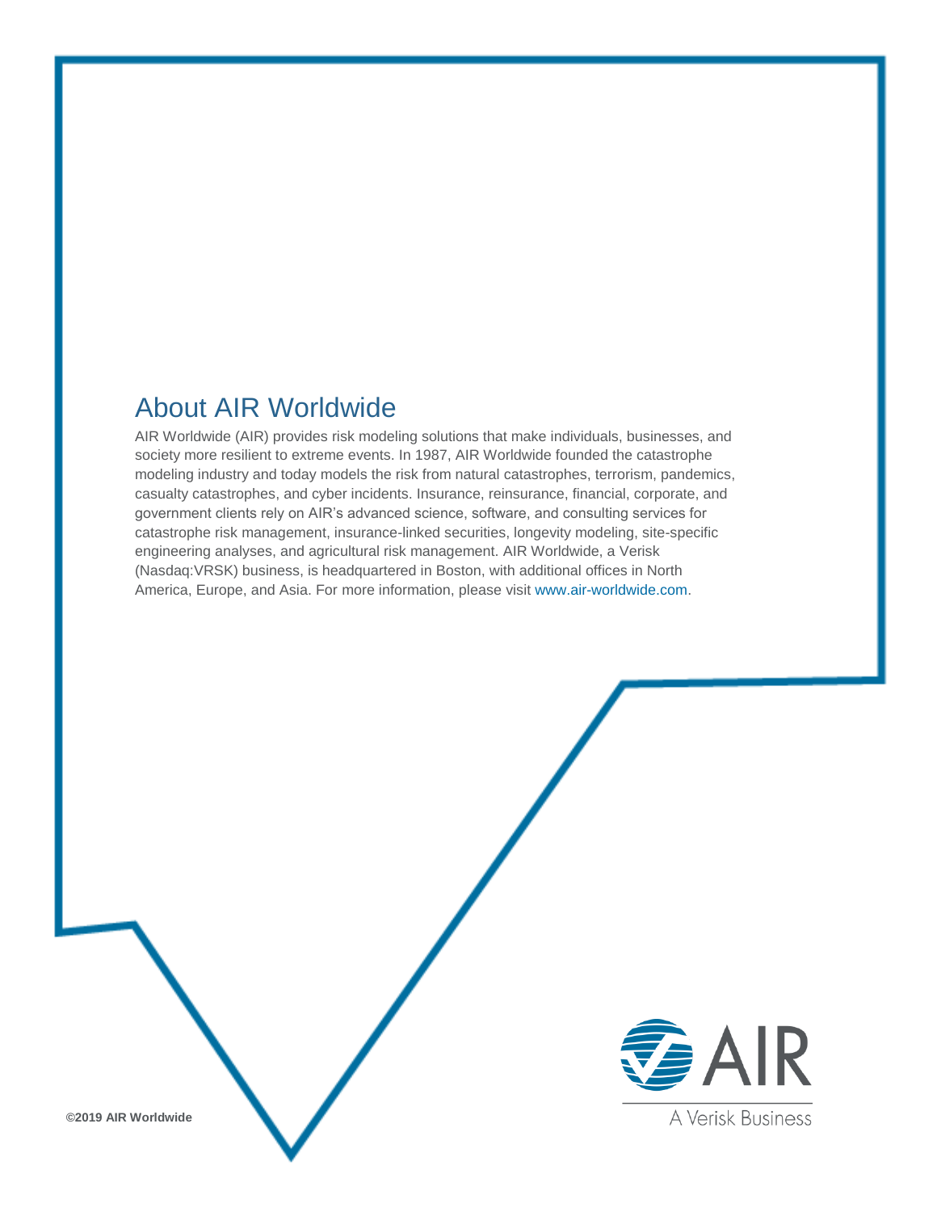## About AIR Worldwide

AIR Worldwide (AIR) provides risk modeling solutions that make individuals, businesses, and society more resilient to extreme events. In 1987, AIR Worldwide founded the catastrophe modeling industry and today models the risk from natural catastrophes, terrorism, pandemics, casualty catastrophes, and cyber incidents. Insurance, reinsurance, financial, corporate, and government clients rely on AIR's advanced science, software, and consulting services for catastrophe risk management, insurance-linked securities, longevity modeling, site-specific engineering analyses, and agricultural risk management. AIR Worldwide, a Verisk (Nasdaq:VRSK) business, is headquartered in Boston, with additional offices in North America, Europe, and Asia. For more information, please visit www.air-worldwide.com.

AIR

A Verisk Business

**©2019 AIR Worldwide**